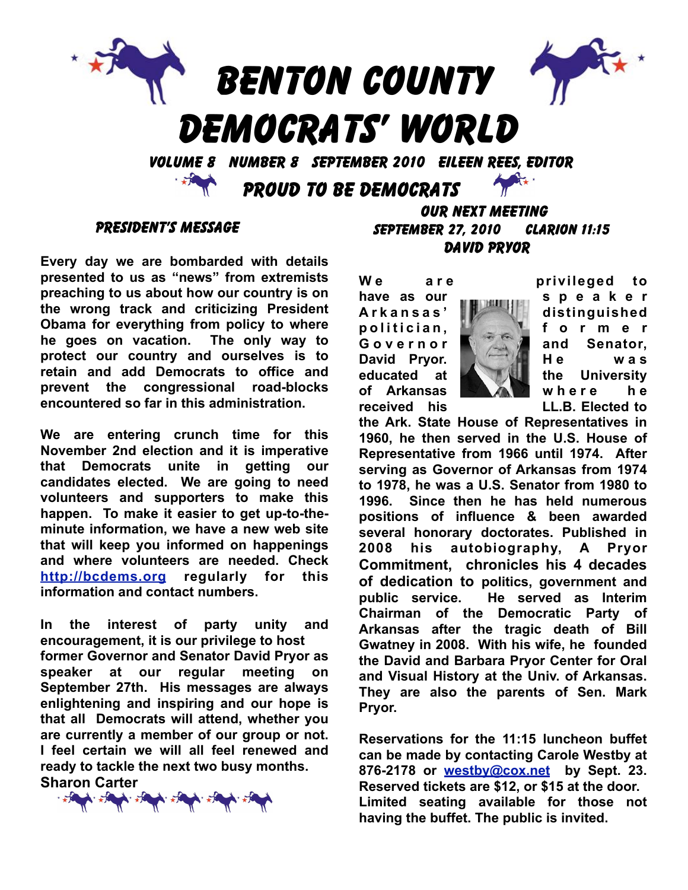# BENTON COUNTY DEMOCRATS' WORLD

**VOLUME 8 NUMBER 8 SEPTEMBER 2010 EILEEN REES, EDITOR**

## PROUD TO BE DEMOCRATS

### PRESIDENT'S MESSAGE

**Every day we are bombarded with details presented to us as "news" from extremists preaching to us about how our country is on the wrong track and criticizing President Obama for everything from policy to where he goes on vacation. The only way to protect our country and ourselves is to retain and add Democrats to office and prevent the congressional road-blocks encountered so far in this administration.**

**We are entering crunch time for this November 2nd election and it is imperative that Democrats unite in getting our candidates elected. We are going to need volunteers and supporters to make this happen. To make it easier to get up-to-the-minute information, we have a new web site that will keep you informed on happenings and where volunteers are needed. Check http://bcdems.org regularly for this information and contact numbers.**

**In the interest of party unity and encouragement, it is our privilege to host former Governor and Senator David Pryor as speaker at our regular meeting on September 27th. His messages are always enlightening and inspiring and our hope is that all Democrats will attend, whether you are currently a member of our group or not. I feel certain we will all feel renewed and ready to tackle the next two busy months.**

**Sharon Carter**

### OUR NEXT MEETING
### SEPTEMBER 27, 2010 CLARION 11:15
### DAVID PRYOR

**We are privileged to have as our speaker Arkansas' distinguished politician, former Governor and Senator, David Pryor. He was educated at the University of Arkansas where he received his LL.B. Elected to the Ark. State House of Representatives in 1960, he then served in the U.S. House of Representative from 1966 until 1974. After serving as Governor of Arkansas from 1974 to 1978, he was a U.S. Senator from 1980 to 1996. Since then he has held numerous positions of influence & been awarded several honorary doctorates. Published in 2008 his autobiography, A Pryor Commitment, chronicles his 4 decades of dedication to politics, government and public service. He served as Interim Chairman of the Democratic Party of Arkansas after the tragic death of Bill Gwatney in 2008. With his wife, he founded the David and Barbara Pryor Center for Oral and Visual History at the Univ. of Arkansas. They are also the parents of Sen. Mark Pryor.**

**Reservations for the 11:15 luncheon buffet can be made by contacting Carole Westby at 876-2178 or westby@cox.net by Sept. 23. Reserved tickets are $12, or $15 at the door. Limited seating available for those not having the buffet. The public is invited.**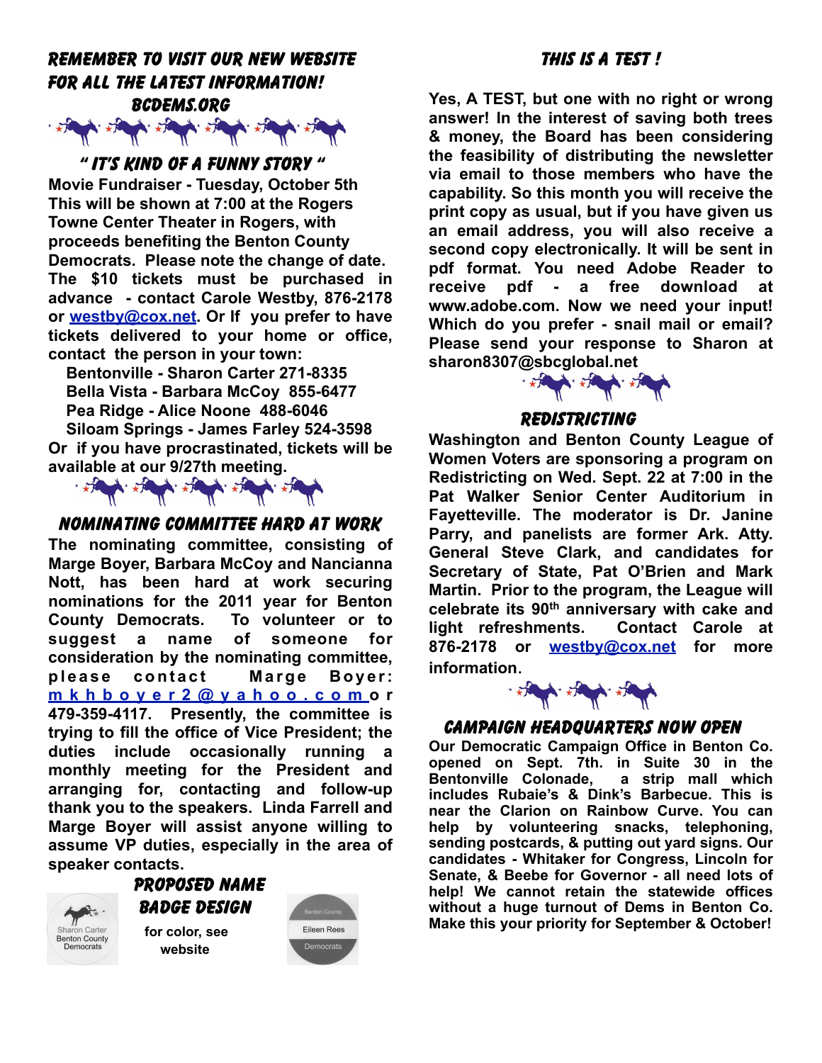## REMEMBER TO VISIT OUR NEW WEBSITE FOR ALL THE LATEST INFORMATION! BCDEMS.ORG

## " IT'S KIND OF A FUNNY STORY "

**Movie Fundraiser - Tuesday, October 5th**
**This will be shown at 7:00 at the Rogers Towne Center Theater in Rogers, with proceeds benefiting the Benton County Democrats. Please note the change of date. The $10 tickets must be purchased in advance - contact Carole Westby, 876-2178 or westby@cox.net. Or If you prefer to have tickets delivered to your home or office, contact the person in your town:**

**Bentonville - Sharon Carter 271-8335**
**Bella Vista - Barbara McCoy 855-6477**
**Pea Ridge - Alice Noone 488-6046**
**Siloam Springs - James Farley 524-3598**

**Or if you have procrastinated, tickets will be available at our 9/27th meeting.**

## NOMINATING COMMITTEE HARD AT WORK

**The nominating committee, consisting of Marge Boyer, Barbara McCoy and Nancianna Nott, has been hard at work securing nominations for the 2011 year for Benton County Democrats. To volunteer or to suggest a name of someone for consideration by the nominating committee, please contact Marge Boyer: mkhboyer2@yahoo.com or 479-359-4117. Presently, the committee is trying to fill the office of Vice President; the duties include occasionally running a monthly meeting for the President and arranging for, contacting and follow-up thank you to the speakers. Linda Farrell and Marge Boyer will assist anyone willing to assume VP duties, especially in the area of speaker contacts.**

## PROPOSED NAME BADGE DESIGN

Sharon Carter
Benton County
Democrats

**for color, see website**

Benton County
Eileen Rees
Democrats

## THIS IS A TEST !

**Yes, A TEST, but one with no right or wrong answer! In the interest of saving both trees & money, the Board has been considering the feasibility of distributing the newsletter via email to those members who have the capability. So this month you will receive the print copy as usual, but if you have given us an email address, you will also receive a second copy electronically. It will be sent in pdf format. You need Adobe Reader to receive pdf - a free download at www.adobe.com. Now we need your input! Which do you prefer - snail mail or email? Please send your response to Sharon at sharon8307@sbcglobal.net**

## REDISTRICTING

**Washington and Benton County League of Women Voters are sponsoring a program on Redistricting on Wed. Sept. 22 at 7:00 in the Pat Walker Senior Center Auditorium in Fayetteville. The moderator is Dr. Janine Parry, and panelists are former Ark. Atty. General Steve Clark, and candidates for Secretary of State, Pat O'Brien and Mark Martin. Prior to the program, the League will celebrate its 90th anniversary with cake and light refreshments. Contact Carole at 876-2178 or westby@cox.net for more information.**

## CAMPAIGN HEADQUARTERS NOW OPEN

**Our Democratic Campaign Office in Benton Co. opened on Sept. 7th. in Suite 30 in the Bentonville Colonade, a strip mall which includes Rubaie's & Dink's Barbecue. This is near the Clarion on Rainbow Curve. You can help by volunteering snacks, telephoning, sending postcards, & putting out yard signs. Our candidates - Whitaker for Congress, Lincoln for Senate, & Beebe for Governor - all need lots of help! We cannot retain the statewide offices without a huge turnout of Dems in Benton Co. Make this your priority for September & October!**